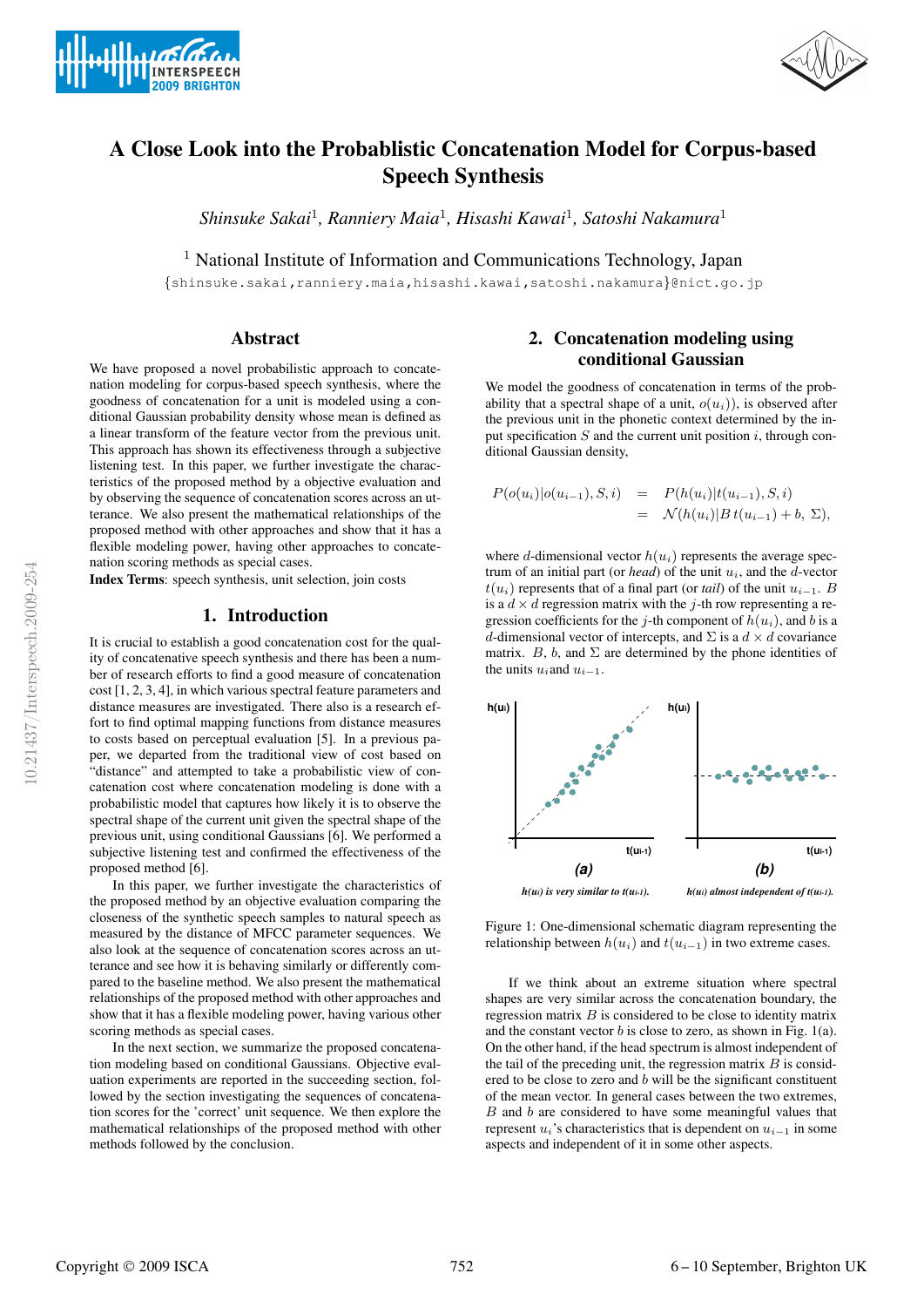# A Close Look into the Probablistic Concatenation Model for Corpus-based Speech Synthesis

*Shinsuke Sakai*[1], *Ranniery Maia*[1], *Hisashi Kawai*[1], *Satoshi Nakamura*[1]

[1] National Institute of Information and Communications Technology, Japan

{shinsuke.sakai,ranniery.maia,hisashi.kawai,satoshi.nakamura}@nict.go.jp

## Abstract

We have proposed a novel probabilistic approach to concatenation modeling for corpus-based speech synthesis, where the goodness of concatenation for a unit is modeled using a conditional Gaussian probability density whose mean is defined as a linear transform of the feature vector from the previous unit. This approach has shown its effectiveness through a subjective listening test. In this paper, we further investigate the characteristics of the proposed method by a objective evaluation and by observing the sequence of concatenation scores across an utterance. We also present the mathematical relationships of the proposed method with other approaches and show that it has a flexible modeling power, having other approaches to concatenation scoring methods as special cases.

**Index Terms**: speech synthesis, unit selection, join costs

## 1. Introduction

It is crucial to establish a good concatenation cost for the quality of concatenative speech synthesis and there has been a number of research efforts to find a good measure of concatenation cost [1, 2, 3, 4], in which various spectral feature parameters and distance measures are investigated. There also is a research effort to find optimal mapping functions from distance measures to costs based on perceptual evaluation [5]. In a previous paper, we departed from the traditional view of cost based on "distance" and attempted to take a probabilistic view of concatenation cost where concatenation modeling is done with a probabilistic model that captures how likely it is to observe the spectral shape of the current unit given the spectral shape of the previous unit, using conditional Gaussians [6]. We performed a subjective listening test and confirmed the effectiveness of the proposed method [6].

In this paper, we further investigate the characteristics of the proposed method by an objective evaluation comparing the closeness of the synthetic speech samples to natural speech as measured by the distance of MFCC parameter sequences. We also look at the sequence of concatenation scores across an utterance and see how it is behaving similarly or differently compared to the baseline method. We also present the mathematical relationships of the proposed method with other approaches and show that it has a flexible modeling power, having various other scoring methods as special cases.

In the next section, we summarize the proposed concatenation modeling based on conditional Gaussians. Objective evaluation experiments are reported in the succeeding section, followed by the section investigating the sequences of concatenation scores for the 'correct' unit sequence. We then explore the mathematical relationships of the proposed method with other methods followed by the conclusion.

## 2. Concatenation modeling using conditional Gaussian

We model the goodness of concatenation in terms of the probability that a spectral shape of a unit, $o(u_i)$), is observed after the previous unit in the phonetic context determined by the input specification $S$ and the current unit position $i$, through conditional Gaussian density,

$$
\begin{aligned}
P(o(u_i)|o(u_{i-1}), S, i) &= P(h(u_i)|t(u_{i-1}), S, i) \\
&= \mathcal{N}(h(u_i)|B\,t(u_{i-1}) + b,\ \Sigma),
\end{aligned}
$$

where $d$-dimensional vector $h(u_i)$ represents the average spectrum of an initial part (or *head*) of the unit $u_i$, and the $d$-vector $t(u_i)$ represents that of a final part (or *tail*) of the unit $u_{i-1}$. $B$ is a $d \times d$ regression matrix with the $j$-th row representing a regression coefficients for the $j$-th component of $h(u_i)$, and $b$ is a $d$-dimensional vector of intercepts, and $\Sigma$ is a $d \times d$ covariance matrix. $B$, $b$, and $\Sigma$ are determined by the phone identities of the units $u_i$and $u_{i-1}$.

*(a)* *$h(u_i)$ is very similar to $t(u_{i-1})$.* *(b)* *$h(u_i)$ almost independent of $t(u_{i-1})$.*

Figure 1: One-dimensional schematic diagram representing the relationship between $h(u_i)$ and $t(u_{i-1})$ in two extreme cases.

If we think about an extreme situation where spectral shapes are very similar across the concatenation boundary, the regression matrix $B$ is considered to be close to identity matrix and the constant vector $b$ is close to zero, as shown in Fig. 1(a). On the other hand, if the head spectrum is almost independent of the tail of the preceding unit, the regression matrix $B$ is considered to be close to zero and $b$ will be the significant constituent of the mean vector. In general cases between the two extremes, $B$ and $b$ are considered to have some meaningful values that represent $u_i$'s characteristics that is dependent on $u_{i-1}$ in some aspects and independent of it in some other aspects.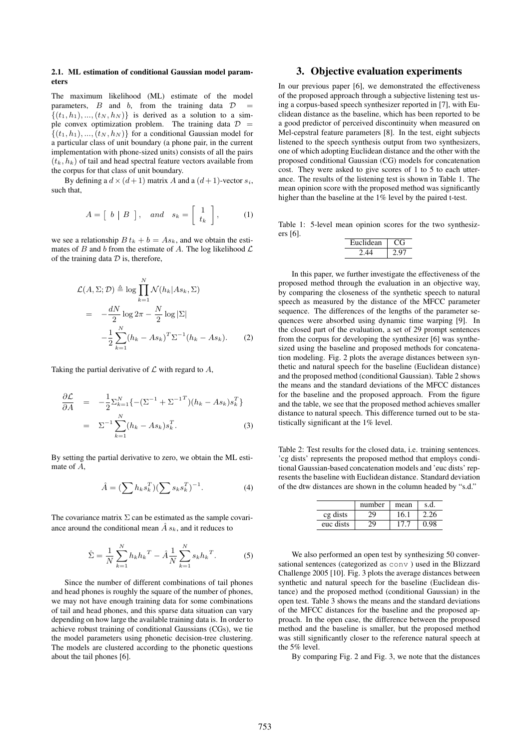### 2.1. ML estimation of conditional Gaussian model parameters

The maximum likelihood (ML) estimate of the model parameters, $B$ and $b$, from the training data $\mathcal{D} = \{(t_1, h_1), ..., (t_N, h_N)\}$ is derived as a solution to a simple convex optimization problem. The training data $\mathcal{D} = \{(t_1, h_1), ..., (t_N, h_N)\}$ for a conditional Gaussian model for a particular class of unit boundary (a phone pair, in the current implementation with phone-sized units) consists of all the pairs $(t_k, h_k)$ of tail and head spectral feature vectors available from the corpus for that class of unit boundary.

By defining a $d \times (d+1)$ matrix $A$ and a $(d+1)$-vector $s_i$, such that,

$$A = \left[ \begin{array}{c|c} b & B \end{array} \right], \quad and \quad s_k = \left[ \begin{array}{c} 1 \\ t_k \end{array} \right], \tag{1}$$

we see a relationship $B\,t_k + b = As_k$, and we obtain the estimates of $B$ and $b$ from the estimate of $A$. The log likelihood $\mathcal{L}$ of the training data $\mathcal{D}$ is, therefore,

$$\begin{aligned} \mathcal{L}(A, \Sigma; \mathcal{D}) &\triangleq \log \prod_{k=1}^{N} \mathcal{N}(h_k | As_k, \Sigma) \\ &= -\frac{dN}{2} \log 2\pi - \frac{N}{2} \log |\Sigma| \\ &\quad -\frac{1}{2} \sum_{k=1}^{N} (h_k - As_k)^T \Sigma^{-1} (h_k - As_k). \end{aligned} \tag{2}$$

Taking the partial derivative of $\mathcal{L}$ with regard to $A$,

$$\begin{aligned} \frac{\partial \mathcal{L}}{\partial A} &= -\frac{1}{2} \Sigma_{k=1}^{N} \{ -(\Sigma^{-1} + {\Sigma^{-1}}^T)(h_k - As_k) s_k^T \} \\ &= \Sigma^{-1} \sum_{k=1}^{N} (h_k - As_k) s_k^T. \end{aligned} \tag{3}$$

By setting the partial derivative to zero, we obtain the ML estimate of $A$,

$$\hat{A} = (\sum h_k s_k^T)(\sum s_k s_k^T)^{-1}. \tag{4}$$

The covariance matrix $\Sigma$ can be estimated as the sample covariance around the conditional mean $\hat{A}\,s_k$, and it reduces to

$$\hat{\Sigma} = \frac{1}{N} \sum_{k=1}^{N} h_k {h_k}^T - \hat{A} \frac{1}{N} \sum_{k=1}^{N} s_k {h_k}^T. \tag{5}$$

Since the number of different combinations of tail phones and head phones is roughly the square of the number of phones, we may not have enough training data for some combinations of tail and head phones, and this sparse data situation can vary depending on how large the available training data is. In order to achieve robust training of conditional Gaussians (CGs), we tie the model parameters using phonetic decision-tree clustering. The models are clustered according to the phonetic questions about the tail phones [6].

# 3. Objective evaluation experiments

In our previous paper [6], we demonstrated the effectiveness of the proposed approach through a subjective listening test using a corpus-based speech synthesizer reported in [7], with Euclidean distance as the baseline, which has been reported to be a good predictor of perceived discontinuity when measured on Mel-cepstral feature parameters [8]. In the test, eight subjects listened to the speech synthesis output from two synthesizers, one of which adopting Euclidean distance and the other with the proposed conditional Gaussian (CG) models for concatenation cost. They were asked to give scores of 1 to 5 to each utterance. The results of the listening test is shown in Table 1. The mean opinion score with the proposed method was significantly higher than the baseline at the 1% level by the paired t-test.

Table 1: 5-level mean opinion scores for the two synthesizers [6].

| Euclidean | CG |
|---|---|
| 2.44 | 2.97 |

In this paper, we further investigate the effectiveness of the proposed method through the evaluation in an objective way, by comparing the closeness of the synthetic speech to natural speech as measured by the distance of the MFCC parameter sequence. The differences of the lengths of the parameter sequences were absorbed using dynamic time warping [9]. In the closed part of the evaluation, a set of 29 prompt sentences from the corpus for developing the synthesizer [6] was synthesized using the baseline and proposed methods for concatenation modeling. Fig. 2 plots the average distances between synthetic and natural speech for the baseline (Euclidean distance) and the proposed method (conditional Gaussian). Table 2 shows the means and the standard deviations of the MFCC distances for the baseline and the proposed approach. From the figure and the table, we see that the proposed method achieves smaller distance to natural speech. This difference turned out to be statistically significant at the 1% level.

Table 2: Test results for the closed data, i.e. training sentences. 'cg dists' represents the proposed method that employs conditional Gaussian-based concatenation models and 'euc dists' represents the baseline with Euclidean distance. Standard deviation of the dtw distances are shown in the column headed by "s.d."

| | number | mean | s.d. |
|---|---|---|---|
| cg dists | 29 | 16.1 | 2.26 |
| euc dists | 29 | 17.7 | 0.98 |

We also performed an open test by synthesizing 50 conversational sentences (categorized as `conv` ) used in the Blizzard Challenge 2005 [10]. Fig. 3 plots the average distances between synthetic and natural speech for the baseline (Euclidean distance) and the proposed method (conditional Gaussian) in the open test. Table 3 shows the means and the standard deviations of the MFCC distances for the baseline and the proposed approach. In the open case, the difference between the proposed method and the baseline is smaller, but the proposed method was still significantly closer to the reference natural speech at the 5% level.

By comparing Fig. 2 and Fig. 3, we note that the distances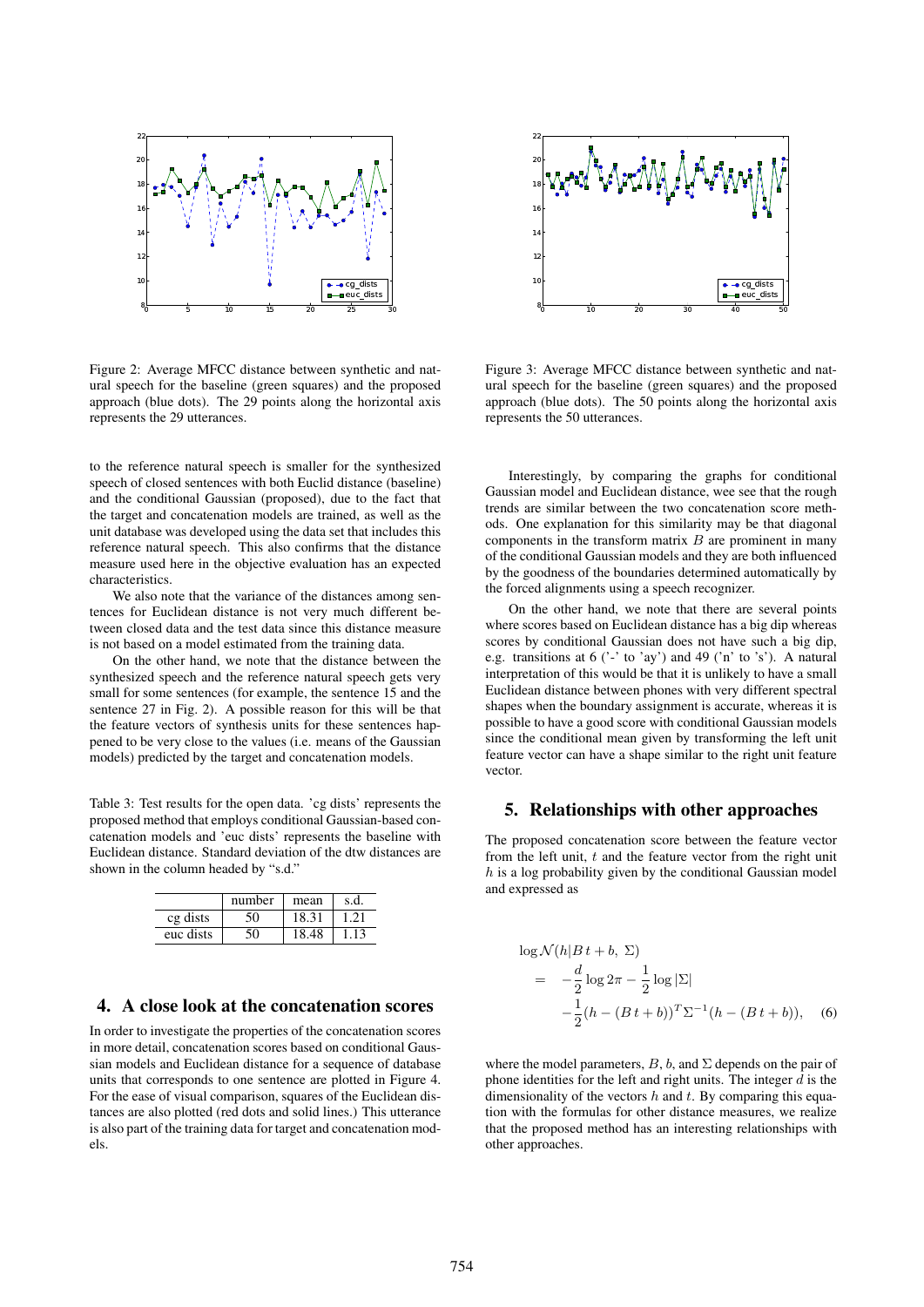Figure 2: Average MFCC distance between synthetic and natural speech for the baseline (green squares) and the proposed approach (blue dots). The 29 points along the horizontal axis represents the 29 utterances.

Figure 3: Average MFCC distance between synthetic and natural speech for the baseline (green squares) and the proposed approach (blue dots). The 50 points along the horizontal axis represents the 50 utterances.

to the reference natural speech is smaller for the synthesized speech of closed sentences with both Euclid distance (baseline) and the conditional Gaussian (proposed), due to the fact that the target and concatenation models are trained, as well as the unit database was developed using the data set that includes this reference natural speech. This also confirms that the distance measure used here in the objective evaluation has an expected characteristics.

We also note that the variance of the distances among sentences for Euclidean distance is not very much different between closed data and the test data since this distance measure is not based on a model estimated from the training data.

On the other hand, we note that the distance between the synthesized speech and the reference natural speech gets very small for some sentences (for example, the sentence 15 and the sentence 27 in Fig. 2). A possible reason for this will be that the feature vectors of synthesis units for these sentences happened to be very close to the values (i.e. means of the Gaussian models) predicted by the target and concatenation models.

Table 3: Test results for the open data. 'cg dists' represents the proposed method that employs conditional Gaussian-based concatenation models and 'euc dists' represents the baseline with Euclidean distance. Standard deviation of the dtw distances are shown in the column headed by "s.d."

| | number | mean | s.d. |
|---|---|---|---|
| cg dists | 50 | 18.31 | 1.21 |
| euc dists | 50 | 18.48 | 1.13 |

## 4. A close look at the concatenation scores

In order to investigate the properties of the concatenation scores in more detail, concatenation scores based on conditional Gaussian models and Euclidean distance for a sequence of database units that corresponds to one sentence are plotted in Figure 4. For the ease of visual comparison, squares of the Euclidean distances are also plotted (red dots and solid lines.) This utterance is also part of the training data for target and concatenation models.

Interestingly, by comparing the graphs for conditional Gaussian model and Euclidean distance, we see that the rough trends are similar between the two concatenation score methods. One explanation for this similarity may be that diagonal components in the transform matrix $B$ are prominent in many of the conditional Gaussian models and they are both influenced by the goodness of the boundaries determined automatically by the forced alignments using a speech recognizer.

On the other hand, we note that there are several points where scores based on Euclidean distance has a big dip whereas scores by conditional Gaussian does not have such a big dip, e.g. transitions at 6 ('-' to 'ay') and 49 ('n' to 's'). A natural interpretation of this would be that it is unlikely to have a small Euclidean distance between phones with very different spectral shapes when the boundary assignment is accurate, whereas it is possible to have a good score with conditional Gaussian models since the conditional mean given by transforming the left unit feature vector can have a shape similar to the right unit feature vector.

## 5. Relationships with other approaches

The proposed concatenation score between the feature vector from the left unit, $t$ and the feature vector from the right unit $h$ is a log probability given by the conditional Gaussian model and expressed as

$$
\begin{aligned}
&\log \mathcal{N}(h|B\,t + b,\ \Sigma) \\
&= \ -\frac{d}{2}\log 2\pi - \frac{1}{2}\log|\Sigma| \\
&\quad -\frac{1}{2}(h-(B\,t+b))^T\Sigma^{-1}(h-(B\,t+b)), \quad (6)
\end{aligned}
$$

where the model parameters, $B$, $b$, and $\Sigma$ depends on the pair of phone identities for the left and right units. The integer $d$ is the dimensionality of the vectors $h$ and $t$. By comparing this equation with the formulas for other distance measures, we realize that the proposed method has an interesting relationships with other approaches.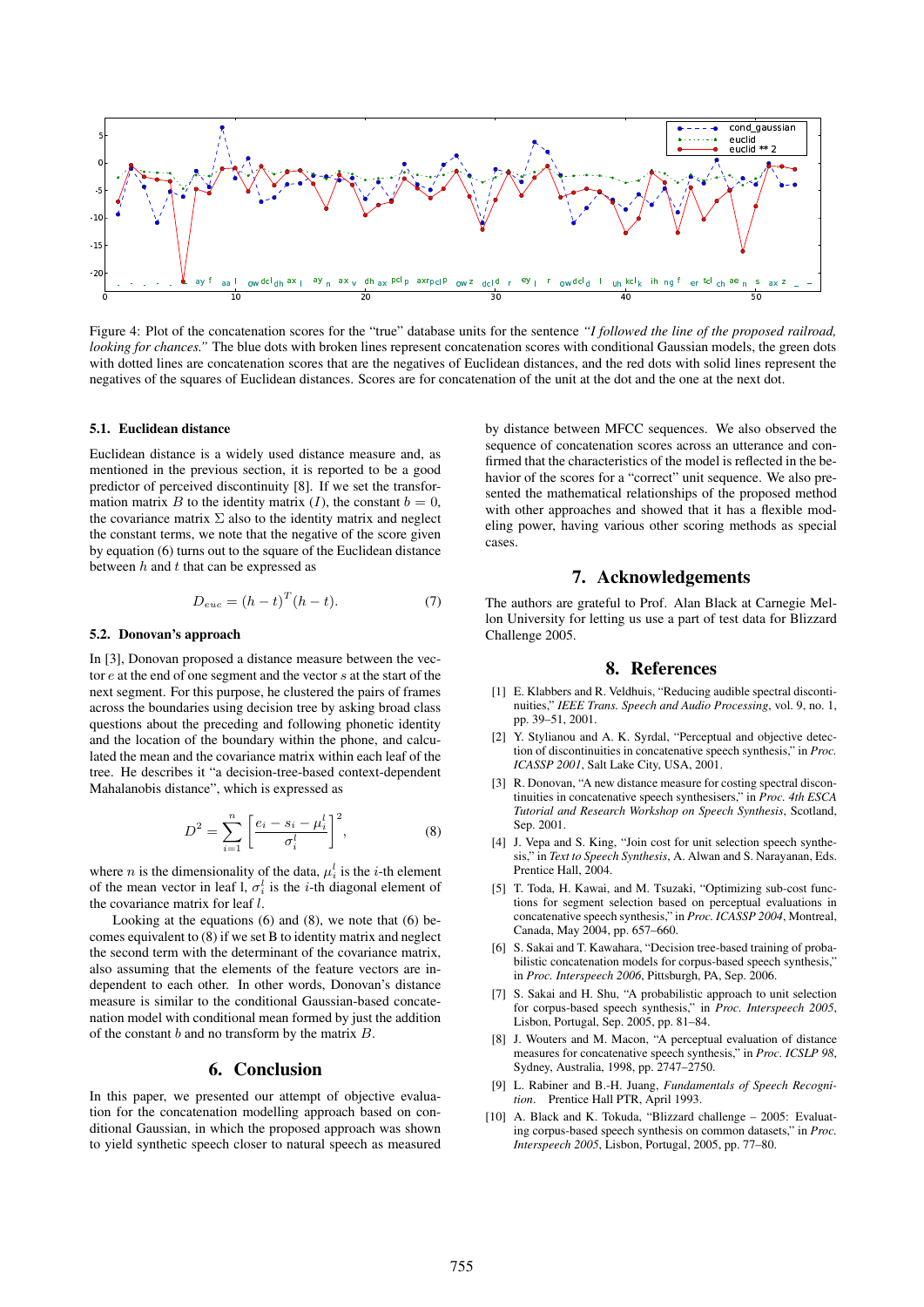cond_gaussian
euclid
euclid ** 2

5
0
-5
-10
-15
-20

0 10 20 30 40 50

. . . . . ay f aa l ow dcl dh ax l ay n ax v dh ax pcl p axr pcl p ow z dcl d r ey l r ow dcl d l uh kcl k ih ng f er tcl ch ae n s ax z _ _

Figure 4: Plot of the concatenation scores for the "true" database units for the sentence *"I followed the line of the proposed railroad, looking for chances."* The blue dots with broken lines represent concatenation scores with conditional Gaussian models, the green dots with dotted lines are concatenation scores that are the negatives of Euclidean distances, and the red dots with solid lines represent the negatives of the squares of Euclidean distances. Scores are for concatenation of the unit at the dot and the one at the next dot.

### 5.1. Euclidean distance

Euclidean distance is a widely used distance measure and, as mentioned in the previous section, it is reported to be a good predictor of perceived discontinuity [8]. If we set the transformation matrix $B$ to the identity matrix $(I)$, the constant $b = 0$, the covariance matrix $\Sigma$ also to the identity matrix and neglect the constant terms, we note that the negative of the score given by equation (6) turns out to the square of the Euclidean distance between $h$ and $t$ that can be expressed as

$$D_{euc} = (h - t)^T (h - t). \tag{7}$$

### 5.2. Donovan's approach

In [3], Donovan proposed a distance measure between the vector $e$ at the end of one segment and the vector $s$ at the start of the next segment. For this purpose, he clustered the pairs of frames across the boundaries using decision tree by asking broad class questions about the preceding and following phonetic identity and the location of the boundary within the phone, and calculated the mean and the covariance matrix within each leaf of the tree. He describes it "a decision-tree-based context-dependent Mahalanobis distance", which is expressed as

$$D^2 = \sum_{i=1}^{n} \left[ \frac{e_i - s_i - \mu_i^l}{\sigma_i^l} \right]^2, \tag{8}$$

where $n$ is the dimensionality of the data, $\mu_i^l$ is the $i$-th element of the mean vector in leaf l, $\sigma_i^l$ is the $i$-th diagonal element of the covariance matrix for leaf $l$.

Looking at the equations (6) and (8), we note that (6) becomes equivalent to (8) if we set B to identity matrix and neglect the second term with the determinant of the covariance matrix, also assuming that the elements of the feature vectors are independent to each other. In other words, Donovan's distance measure is similar to the conditional Gaussian-based concatenation model with conditional mean formed by just the addition of the constant $b$ and no transform by the matrix $B$.

## 6. Conclusion

In this paper, we presented our attempt of objective evaluation for the concatenation modelling approach based on conditional Gaussian, in which the proposed approach was shown to yield synthetic speech closer to natural speech as measured by distance between MFCC sequences. We also observed the sequence of concatenation scores across an utterance and confirmed that the characteristics of the model is reflected in the behavior of the scores for a "correct" unit sequence. We also presented the mathematical relationships of the proposed method with other approaches and showed that it has a flexible modeling power, having various other scoring methods as special cases.

## 7. Acknowledgements

The authors are grateful to Prof. Alan Black at Carnegie Mellon University for letting us use a part of test data for Blizzard Challenge 2005.

## 8. References

[1] E. Klabbers and R. Veldhuis, "Reducing audible spectral discontinuities," *IEEE Trans. Speech and Audio Processing*, vol. 9, no. 1, pp. 39–51, 2001.

[2] Y. Stylianou and A. K. Syrdal, "Perceptual and objective detection of discontinuities in concatenative speech synthesis," in *Proc. ICASSP 2001*, Salt Lake City, USA, 2001.

[3] R. Donovan, "A new distance measure for costing spectral discontinuities in concatenative speech synthesisers," in *Proc. 4th ESCA Tutorial and Research Workshop on Speech Synthesis*, Scotland, Sep. 2001.

[4] J. Vepa and S. King, "Join cost for unit selection speech synthesis," in *Text to Speech Synthesis*, A. Alwan and S. Narayanan, Eds. Prentice Hall, 2004.

[5] T. Toda, H. Kawai, and M. Tsuzaki, "Optimizing sub-cost functions for segment selection based on perceptual evaluations in concatenative speech synthesis," in *Proc. ICASSP 2004*, Montreal, Canada, May 2004, pp. 657–660.

[6] S. Sakai and T. Kawahara, "Decision tree-based training of probabilistic concatenation models for corpus-based speech synthesis," in *Proc. Interspeech 2006*, Pittsburgh, PA, Sep. 2006.

[7] S. Sakai and H. Shu, "A probabilistic approach to unit selection for corpus-based speech synthesis," in *Proc. Interspeech 2005*, Lisbon, Portugal, Sep. 2005, pp. 81–84.

[8] J. Wouters and M. Macon, "A perceptual evaluation of distance measures for concatenative speech synthesis," in *Proc. ICSLP 98*, Sydney, Australia, 1998, pp. 2747–2750.

[9] L. Rabiner and B.-H. Juang, *Fundamentals of Speech Recognition*. Prentice Hall PTR, April 1993.

[10] A. Black and K. Tokuda, "Blizzard challenge – 2005: Evaluating corpus-based speech synthesis on common datasets," in *Proc. Interspeech 2005*, Lisbon, Portugal, 2005, pp. 77–80.